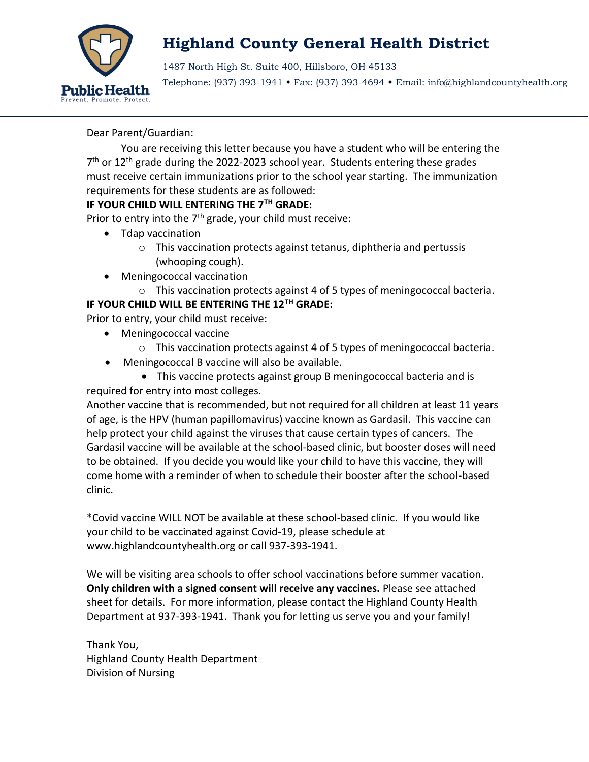# Highland County General Health District

1487 North High St. Suite 400, Hillsboro, OH 45133

Telephone: (937) 393-1941 ◆ Fax: (937) 393-4694 ◆ Email: info@highlandcountyhealth.org

Public Health
Prevent. Promote. Protect.

---

Dear Parent/Guardian:

You are receiving this letter because you have a student who will be entering the 7th or 12th grade during the 2022-2023 school year. Students entering these grades must receive certain immunizations prior to the school year starting. The immunization requirements for these students are as followed:

**IF YOUR CHILD WILL ENTERING THE 7TH GRADE:**

Prior to entry into the 7th grade, your child must receive:

- Tdap vaccination
  - This vaccination protects against tetanus, diphtheria and pertussis (whooping cough).
- Meningococcal vaccination
  - This vaccination protects against 4 of 5 types of meningococcal bacteria.

**IF YOUR CHILD WILL BE ENTERING THE 12TH GRADE:**

Prior to entry, your child must receive:

- Meningococcal vaccine
  - This vaccination protects against 4 of 5 types of meningococcal bacteria.
- Meningococcal B vaccine will also be available.
  - This vaccine protects against group B meningococcal bacteria and is required for entry into most colleges.

Another vaccine that is recommended, but not required for all children at least 11 years of age, is the HPV (human papillomavirus) vaccine known as Gardasil. This vaccine can help protect your child against the viruses that cause certain types of cancers. The Gardasil vaccine will be available at the school-based clinic, but booster doses will need to be obtained. If you decide you would like your child to have this vaccine, they will come home with a reminder of when to schedule their booster after the school-based clinic.

*Covid vaccine WILL NOT be available at these school-based clinic. If you would like your child to be vaccinated against Covid-19, please schedule at www.highlandcountyhealth.org or call 937-393-1941.

We will be visiting area schools to offer school vaccinations before summer vacation. **Only children with a signed consent will receive any vaccines.** Please see attached sheet for details. For more information, please contact the Highland County Health Department at 937-393-1941. Thank you for letting us serve you and your family!

Thank You,
Highland County Health Department
Division of Nursing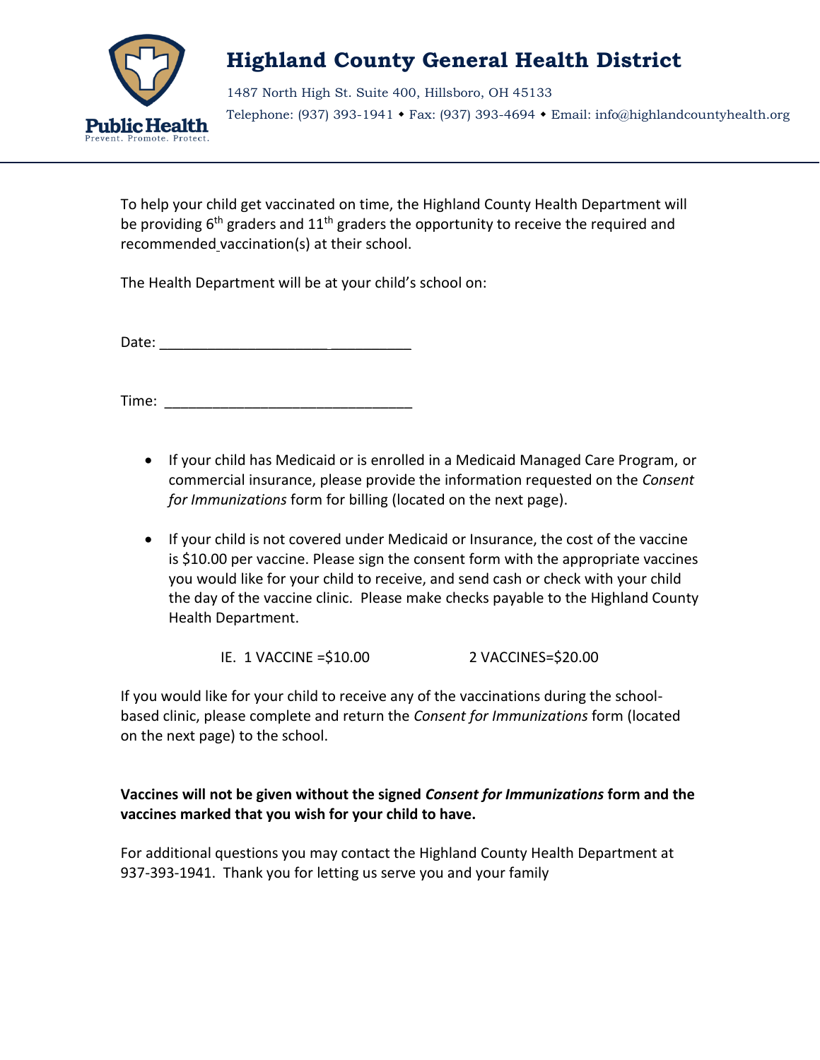# Highland County General Health District

1487 North High St. Suite 400, Hillsboro, OH 45133

Telephone: (937) 393-1941 ◆ Fax: (937) 393-4694 ◆ Email: info@highlandcountyhealth.org

Public Health
Prevent. Promote. Protect.

---

To help your child get vaccinated on time, the Highland County Health Department will be providing 6th graders and 11th graders the opportunity to receive the required and recommended vaccination(s) at their school.

The Health Department will be at your child's school on:

Date: _________________________________

Time: _________________________________

- If your child has Medicaid or is enrolled in a Medicaid Managed Care Program, or commercial insurance, please provide the information requested on the *Consent for Immunizations* form for billing (located on the next page).

- If your child is not covered under Medicaid or Insurance, the cost of the vaccine is $10.00 per vaccine. Please sign the consent form with the appropriate vaccines you would like for your child to receive, and send cash or check with your child the day of the vaccine clinic. Please make checks payable to the Highland County Health Department.

IE. 1 VACCINE =$10.00          2 VACCINES=$20.00

If you would like for your child to receive any of the vaccinations during the school-based clinic, please complete and return the *Consent for Immunizations* form (located on the next page) to the school.

**Vaccines will not be given without the signed *Consent for Immunizations* form and the vaccines marked that you wish for your child to have.**

For additional questions you may contact the Highland County Health Department at 937-393-1941. Thank you for letting us serve you and your family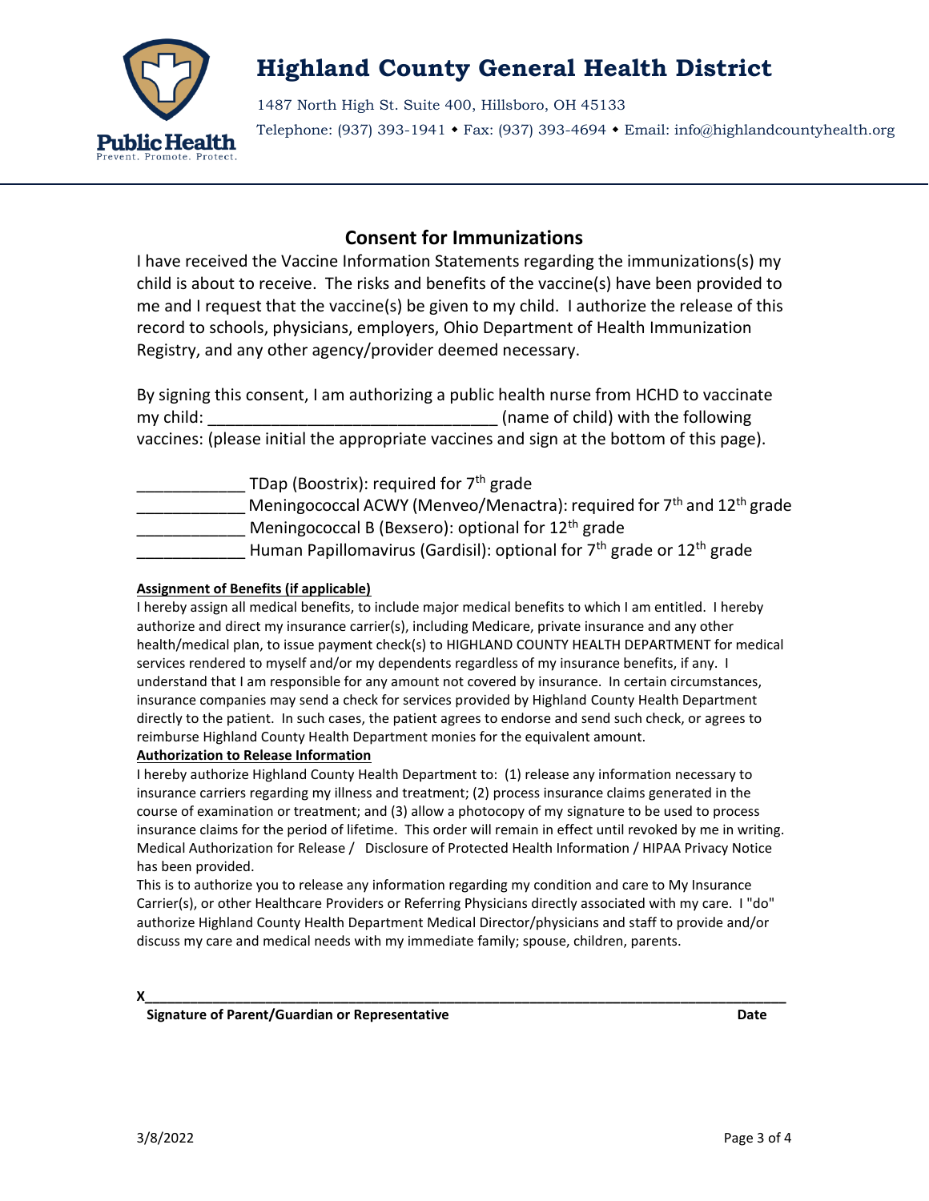# Highland County General Health District

1487 North High St. Suite 400, Hillsboro, OH 45133

Telephone: (937) 393-1941 ◆ Fax: (937) 393-4694 ◆ Email: info@highlandcountyhealth.org

## Consent for Immunizations

I have received the Vaccine Information Statements regarding the immunizations(s) my child is about to receive. The risks and benefits of the vaccine(s) have been provided to me and I request that the vaccine(s) be given to my child. I authorize the release of this record to schools, physicians, employers, Ohio Department of Health Immunization Registry, and any other agency/provider deemed necessary.

By signing this consent, I am authorizing a public health nurse from HCHD to vaccinate my child: _______________________________ (name of child) with the following vaccines: (please initial the appropriate vaccines and sign at the bottom of this page).

____________ TDap (Boostrix): required for 7th grade

____________ Meningococcal ACWY (Menveo/Menactra): required for 7th and 12th grade

____________ Meningococcal B (Bexsero): optional for 12th grade

____________ Human Papillomavirus (Gardisil): optional for 7th grade or 12th grade

**Assignment of Benefits (if applicable)**

I hereby assign all medical benefits, to include major medical benefits to which I am entitled. I hereby authorize and direct my insurance carrier(s), including Medicare, private insurance and any other health/medical plan, to issue payment check(s) to HIGHLAND COUNTY HEALTH DEPARTMENT for medical services rendered to myself and/or my dependents regardless of my insurance benefits, if any. I understand that I am responsible for any amount not covered by insurance. In certain circumstances, insurance companies may send a check for services provided by Highland County Health Department directly to the patient. In such cases, the patient agrees to endorse and send such check, or agrees to reimburse Highland County Health Department monies for the equivalent amount.

**Authorization to Release Information**

I hereby authorize Highland County Health Department to: (1) release any information necessary to insurance carriers regarding my illness and treatment; (2) process insurance claims generated in the course of examination or treatment; and (3) allow a photocopy of my signature to be used to process insurance claims for the period of lifetime. This order will remain in effect until revoked by me in writing. Medical Authorization for Release / Disclosure of Protected Health Information / HIPAA Privacy Notice has been provided.

This is to authorize you to release any information regarding my condition and care to My Insurance Carrier(s), or other Healthcare Providers or Referring Physicians directly associated with my care. I "do" authorize Highland County Health Department Medical Director/physicians and staff to provide and/or discuss my care and medical needs with my immediate family; spouse, children, parents.

X_____________________________________________________________________________

**Signature of Parent/Guardian or Representative** **Date**

3/8/2022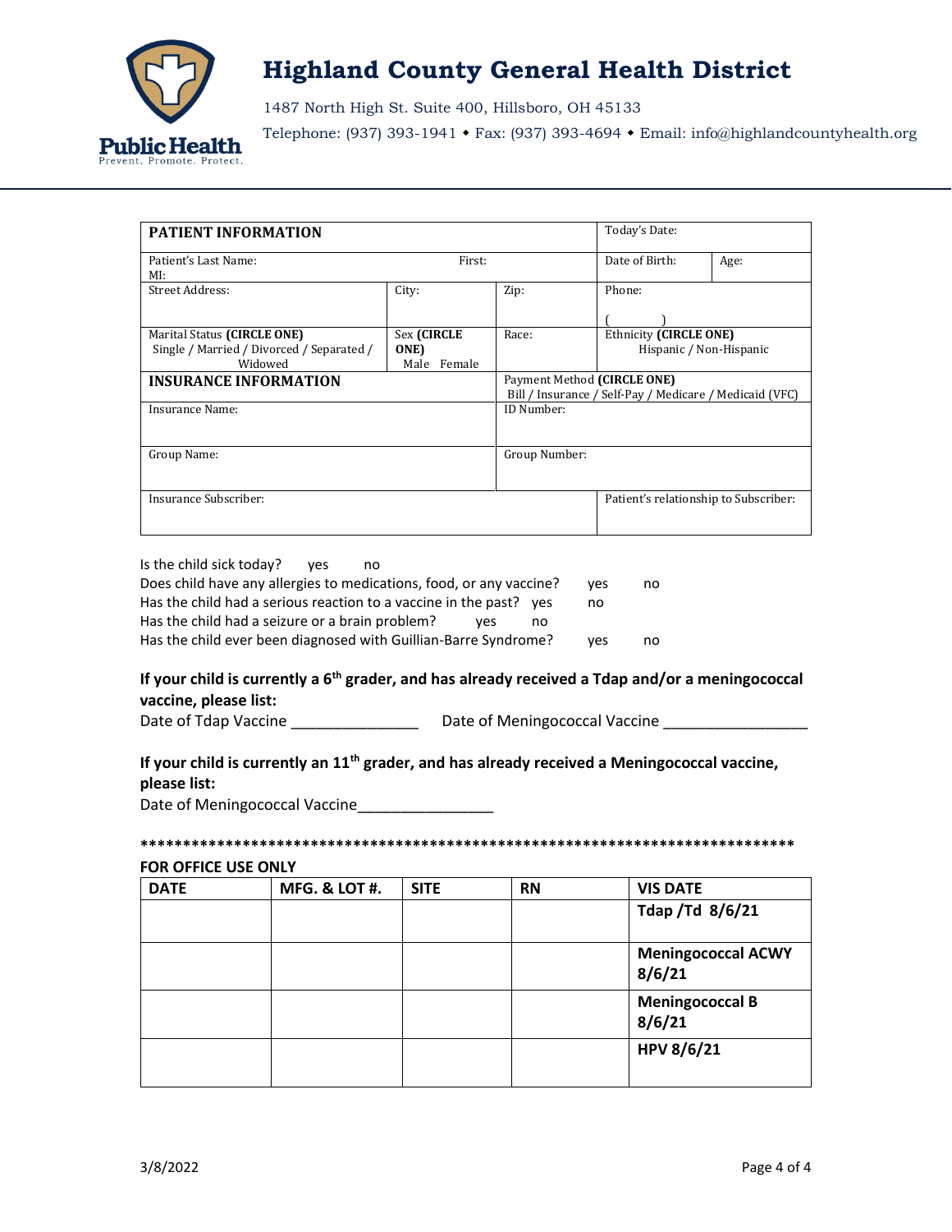# Highland County General Health District

1487 North High St. Suite 400, Hillsboro, OH 45133

Telephone: (937) 393-1941 ◆ Fax: (937) 393-4694 ◆ Email: info@highlandcountyhealth.org

| | | | | | |
|---|---|---|---|---|---|
| **PATIENT INFORMATION** | | | Today's Date: | | |
| Patient's Last Name: First: MI: | | | Date of Birth: | Age: | |
| Street Address: | City: | Zip: | Phone: ( ) | | |
| Marital Status **(CIRCLE ONE)** Single / Married / Divorced / Separated / Widowed | Sex **(CIRCLE ONE)** Male Female | Race: | Ethnicity **(CIRCLE ONE)** Hispanic / Non-Hispanic | | |
| **INSURANCE INFORMATION** | | Payment Method **(CIRCLE ONE)** Bill / Insurance / Self-Pay / Medicare / Medicaid (VFC) | | | |
| Insurance Name: | | ID Number: | | | |
| Group Name: | | Group Number: | | | |
| Insurance Subscriber: | | | Patient's relationship to Subscriber: | | |

Is the child sick today? yes no

Does child have any allergies to medications, food, or any vaccine? yes no

Has the child had a serious reaction to a vaccine in the past? yes no

Has the child had a seizure or a brain problem? yes no

Has the child ever been diagnosed with Guillian-Barre Syndrome? yes no

**If your child is currently a 6th grader, and has already received a Tdap and/or a meningococcal vaccine, please list:**

Date of Tdap Vaccine _______________ Date of Meningococcal Vaccine _________________

**If your child is currently an 11th grader, and has already received a Meningococcal vaccine, please list:**

Date of Meningococcal Vaccine________________

**********************************************************************************

**FOR OFFICE USE ONLY**

| DATE | MFG. & LOT #. | SITE | RN | VIS DATE |
|---|---|---|---|---|
| | | | | **Tdap /Td 8/6/21** |
| | | | | **Meningococcal ACWY 8/6/21** |
| | | | | **Meningococcal B 8/6/21** |
| | | | | **HPV 8/6/21** |

3/8/2022